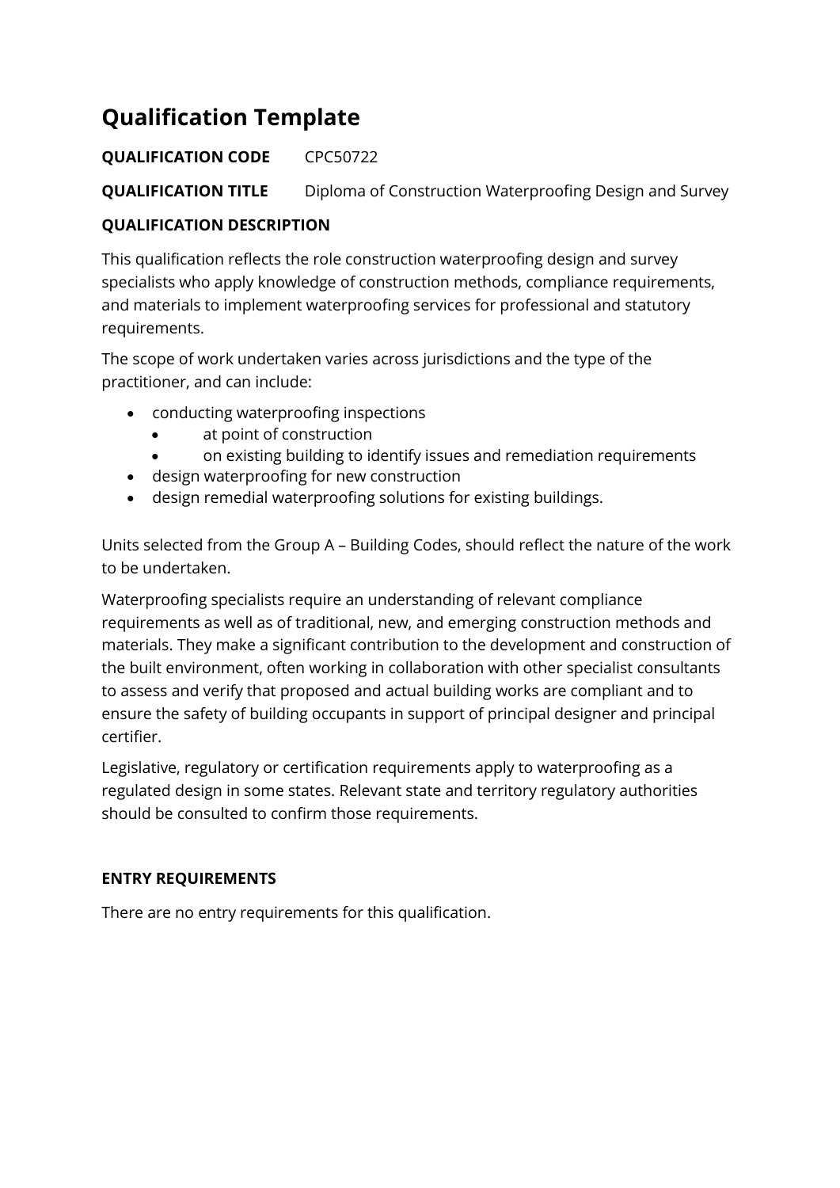# Qualification Template

**QUALIFICATION CODE** CPC50722

**QUALIFICATION TITLE** Diploma of Construction Waterproofing Design and Survey

**QUALIFICATION DESCRIPTION**

This qualification reflects the role construction waterproofing design and survey specialists who apply knowledge of construction methods, compliance requirements, and materials to implement waterproofing services for professional and statutory requirements.

The scope of work undertaken varies across jurisdictions and the type of the practitioner, and can include:

- conducting waterproofing inspections
    - at point of construction
    - on existing building to identify issues and remediation requirements
- design waterproofing for new construction
- design remedial waterproofing solutions for existing buildings.

Units selected from the Group A – Building Codes, should reflect the nature of the work to be undertaken.

Waterproofing specialists require an understanding of relevant compliance requirements as well as of traditional, new, and emerging construction methods and materials. They make a significant contribution to the development and construction of the built environment, often working in collaboration with other specialist consultants to assess and verify that proposed and actual building works are compliant and to ensure the safety of building occupants in support of principal designer and principal certifier.

Legislative, regulatory or certification requirements apply to waterproofing as a regulated design in some states. Relevant state and territory regulatory authorities should be consulted to confirm those requirements.

**ENTRY REQUIREMENTS**

There are no entry requirements for this qualification.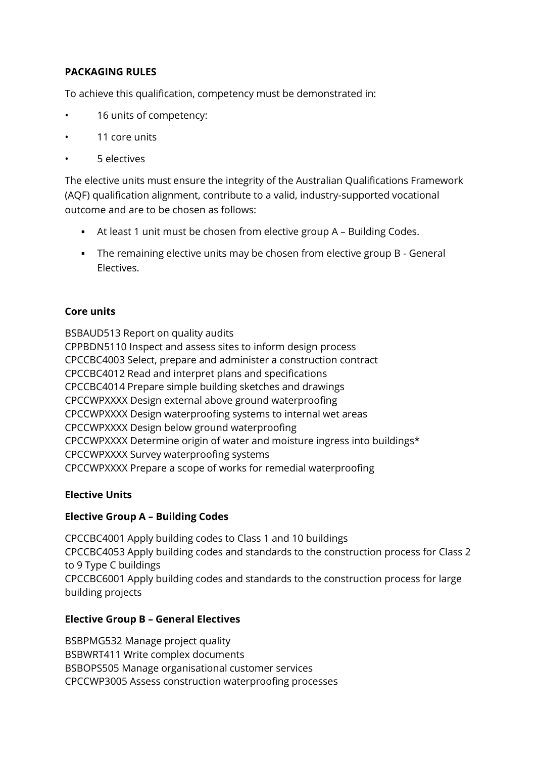**PACKAGING RULES**

To achieve this qualification, competency must be demonstrated in:

- 16 units of competency:
- 11 core units
- 5 electives

The elective units must ensure the integrity of the Australian Qualifications Framework (AQF) qualification alignment, contribute to a valid, industry-supported vocational outcome and are to be chosen as follows:

- At least 1 unit must be chosen from elective group A – Building Codes.
- The remaining elective units may be chosen from elective group B - General Electives.

**Core units**

BSBAUD513 Report on quality audits
CPPBDN5110 Inspect and assess sites to inform design process
CPCCBC4003 Select, prepare and administer a construction contract
CPCCBC4012 Read and interpret plans and specifications
CPCCBC4014 Prepare simple building sketches and drawings
CPCCWPXXXX Design external above ground waterproofing
CPCCWPXXXX Design waterproofing systems to internal wet areas
CPCCWPXXXX Design below ground waterproofing
CPCCWPXXXX Determine origin of water and moisture ingress into buildings*
CPCCWPXXXX Survey waterproofing systems
CPCCWPXXXX Prepare a scope of works for remedial waterproofing

**Elective Units**

**Elective Group A – Building Codes**

CPCCBC4001 Apply building codes to Class 1 and 10 buildings
CPCCBC4053 Apply building codes and standards to the construction process for Class 2 to 9 Type C buildings
CPCCBC6001 Apply building codes and standards to the construction process for large building projects

**Elective Group B – General Electives**

BSBPMG532 Manage project quality
BSBWRT411 Write complex documents
BSBOPS505 Manage organisational customer services
CPCCWP3005 Assess construction waterproofing processes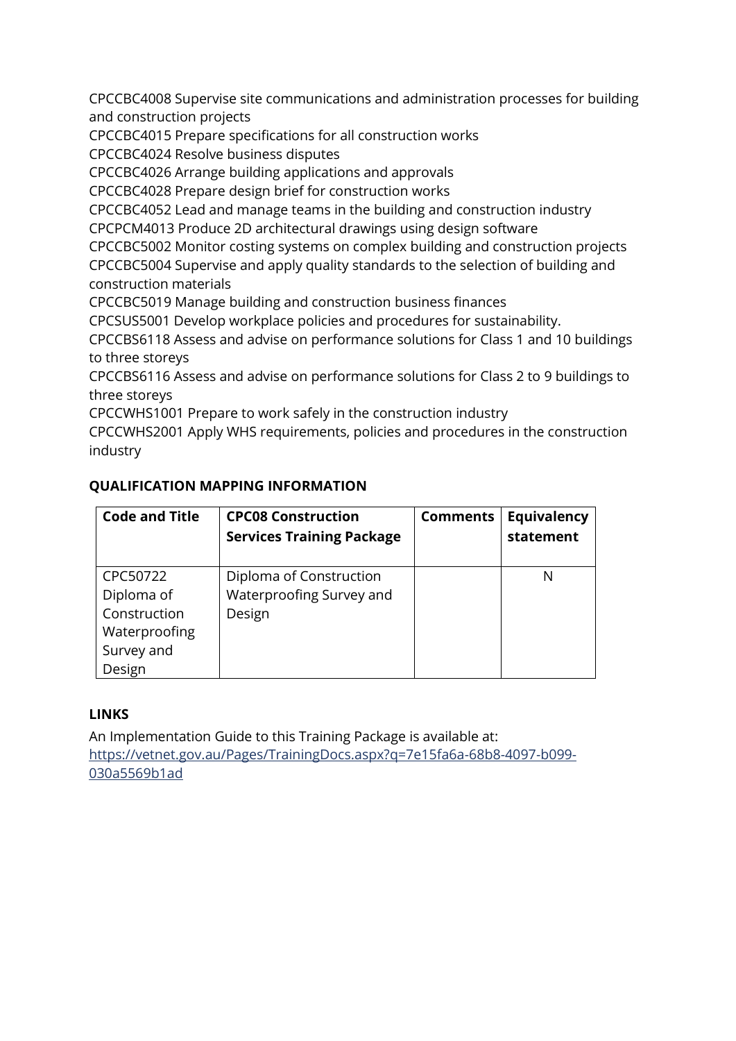CPCCBC4008 Supervise site communications and administration processes for building and construction projects
CPCCBC4015 Prepare specifications for all construction works
CPCCBC4024 Resolve business disputes
CPCCBC4026 Arrange building applications and approvals
CPCCBC4028 Prepare design brief for construction works
CPCCBC4052 Lead and manage teams in the building and construction industry
CPCPCM4013 Produce 2D architectural drawings using design software
CPCCBC5002 Monitor costing systems on complex building and construction projects
CPCCBC5004 Supervise and apply quality standards to the selection of building and construction materials
CPCCBC5019 Manage building and construction business finances
CPCSUS5001 Develop workplace policies and procedures for sustainability.
CPCCBS6118 Assess and advise on performance solutions for Class 1 and 10 buildings to three storeys
CPCCBS6116 Assess and advise on performance solutions for Class 2 to 9 buildings to three storeys
CPCCWHS1001 Prepare to work safely in the construction industry
CPCCWHS2001 Apply WHS requirements, policies and procedures in the construction industry

**QUALIFICATION MAPPING INFORMATION**

| Code and Title | CPC08 Construction Services Training Package | Comments | Equivalency statement |
|---|---|---|---|
| CPC50722 Diploma of Construction Waterproofing Survey and Design | Diploma of Construction Waterproofing Survey and Design | | N |

**LINKS**

An Implementation Guide to this Training Package is available at:
https://vetnet.gov.au/Pages/TrainingDocs.aspx?q=7e15fa6a-68b8-4097-b099-030a5569b1ad